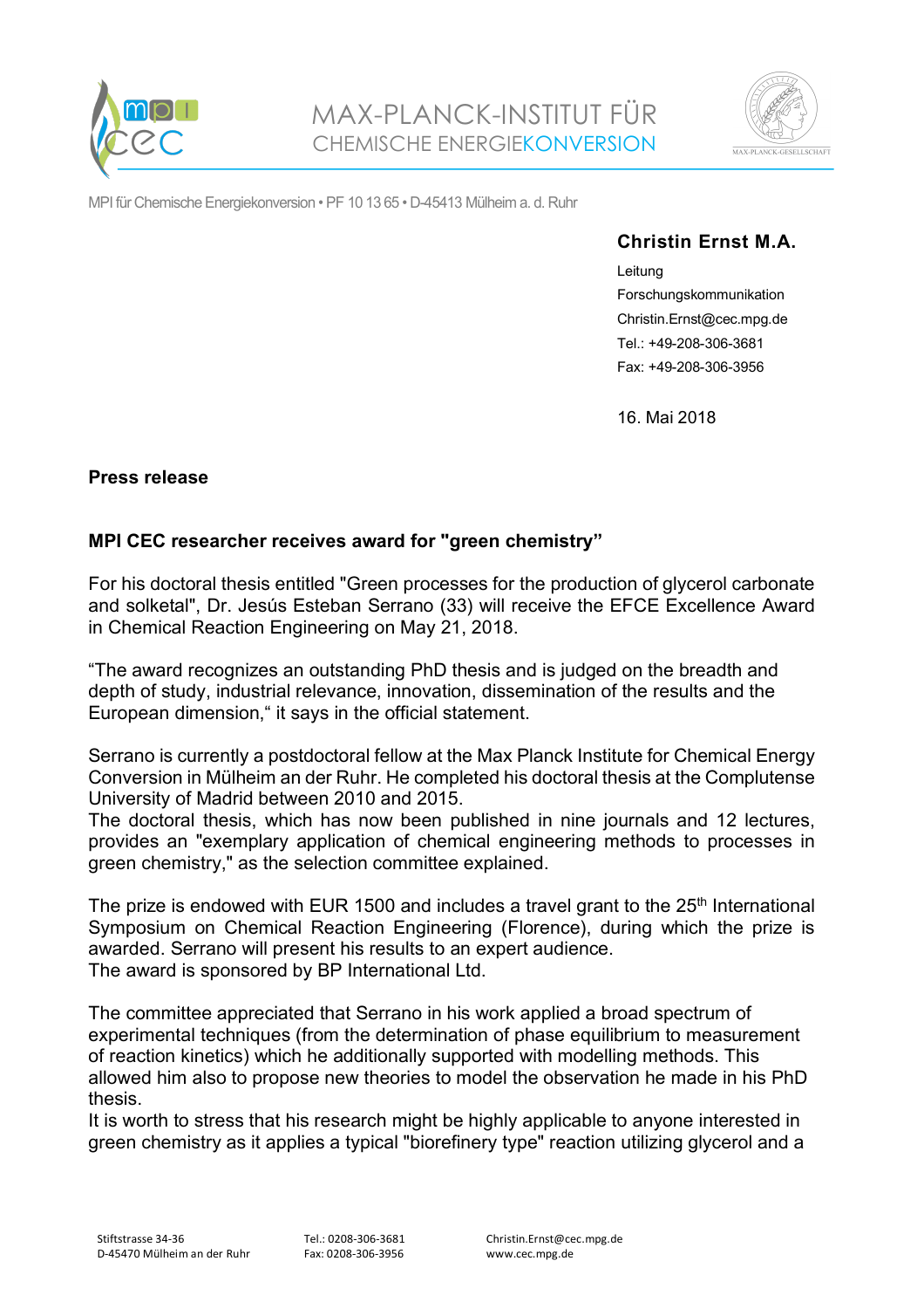MAX-PLANCK-INSTITUT FÜR
CHEMISCHE ENERGIEKONVERSION

MPI für Chemische Energiekonversion • PF 10 13 65 • D-45413 Mülheim a. d. Ruhr

**Christin Ernst M.A.**
Leitung
Forschungskommunikation
Christin.Ernst@cec.mpg.de
Tel.: +49-208-306-3681
Fax: +49-208-306-3956

16. Mai 2018

**Press release**

**MPI CEC researcher receives award for "green chemistry"**

For his doctoral thesis entitled "Green processes for the production of glycerol carbonate and solketal", Dr. Jesús Esteban Serrano (33) will receive the EFCE Excellence Award in Chemical Reaction Engineering on May 21, 2018.

"The award recognizes an outstanding PhD thesis and is judged on the breadth and depth of study, industrial relevance, innovation, dissemination of the results and the European dimension," it says in the official statement.

Serrano is currently a postdoctoral fellow at the Max Planck Institute for Chemical Energy Conversion in Mülheim an der Ruhr. He completed his doctoral thesis at the Complutense University of Madrid between 2010 and 2015.
The doctoral thesis, which has now been published in nine journals and 12 lectures, provides an "exemplary application of chemical engineering methods to processes in green chemistry," as the selection committee explained.

The prize is endowed with EUR 1500 and includes a travel grant to the 25th International Symposium on Chemical Reaction Engineering (Florence), during which the prize is awarded. Serrano will present his results to an expert audience.
The award is sponsored by BP International Ltd.

The committee appreciated that Serrano in his work applied a broad spectrum of experimental techniques (from the determination of phase equilibrium to measurement of reaction kinetics) which he additionally supported with modelling methods. This allowed him also to propose new theories to model the observation he made in his PhD thesis.
It is worth to stress that his research might be highly applicable to anyone interested in green chemistry as it applies a typical "biorefinery type" reaction utilizing glycerol and a

Stiftstrasse 34-36
D-45470 Mülheim an der Ruhr

Tel.: 0208-306-3681
Fax: 0208-306-3956

Christin.Ernst@cec.mpg.de
www.cec.mpg.de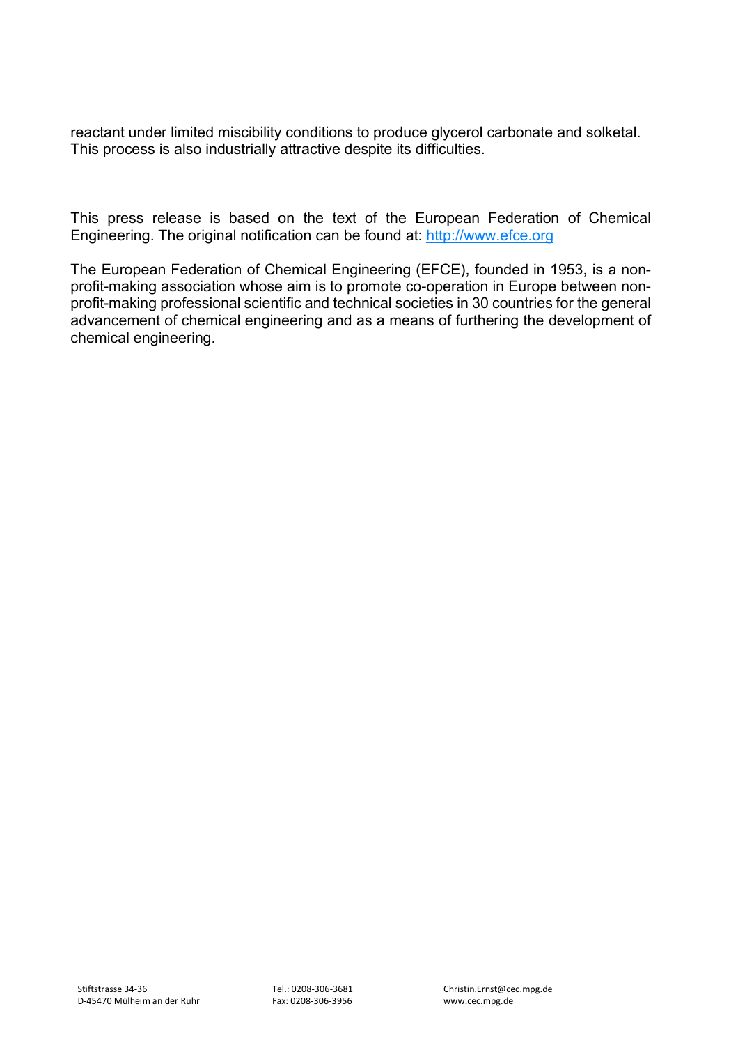reactant under limited miscibility conditions to produce glycerol carbonate and solketal. This process is also industrially attractive despite its difficulties.

This press release is based on the text of the European Federation of Chemical Engineering. The original notification can be found at: [http://www.efce.org](http://www.efce.org)

The European Federation of Chemical Engineering (EFCE), founded in 1953, is a non-profit-making association whose aim is to promote co-operation in Europe between non-profit-making professional scientific and technical societies in 30 countries for the general advancement of chemical engineering and as a means of furthering the development of chemical engineering.

Stiftstrasse 34-36
D-45470 Mülheim an der Ruhr

Tel.: 0208-306-3681
Fax: 0208-306-3956

Christin.Ernst@cec.mpg.de
www.cec.mpg.de